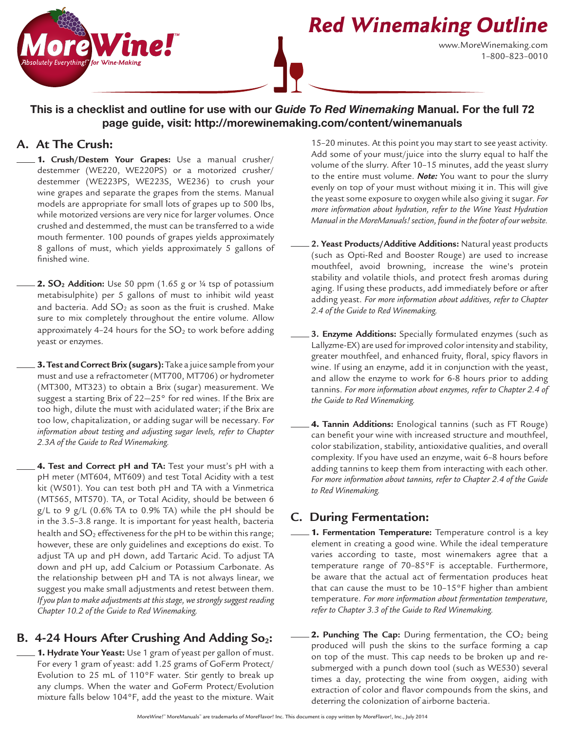# Red Winemaking Outline

MoreWine!™ Absolutely Everything!™ for Wine-Making

www.MoreWinemaking.com
1-800-823-0010

**This is a checklist and outline for use with our *Guide To Red Winemaking* Manual. For the full 72 page guide, visit: http://morewinemaking.com/content/winemanuals**

## A. At The Crush:

____ **1. Crush/Destem Your Grapes:** Use a manual crusher/destemmer (WE220, WE220PS) or a motorized crusher/destemmer (WE223PS, WE223S, WE236) to crush your wine grapes and separate the grapes from the stems. Manual models are appropriate for small lots of grapes up to 500 lbs, while motorized versions are very nice for larger volumes. Once crushed and destemmed, the must can be transferred to a wide mouth fermenter. 100 pounds of grapes yields approximately 8 gallons of must, which yields approximately 5 gallons of finished wine.

____ **2. $SO_2$ Addition:** Use 50 ppm (1.65 g or ¼ tsp of potassium metabisulphite) per 5 gallons of must to inhibit wild yeast and bacteria. Add $SO_2$ as soon as the fruit is crushed. Make sure to mix completely throughout the entire volume. Allow approximately 4-24 hours for the $SO_2$ to work before adding yeast or enzymes.

____ **3. Test and Correct Brix (sugars):** Take a juice sample from your must and use a refractometer (MT700, MT706) or hydrometer (MT300, MT323) to obtain a Brix (sugar) measurement. We suggest a starting Brix of 22—25° for red wines. If the Brix are too high, dilute the must with acidulated water; if the Brix are too low, chapitalization, or adding sugar will be necessary. *For information about testing and adjusting sugar levels, refer to Chapter 2.3A of the Guide to Red Winemaking.*

____ **4. Test and Correct pH and TA:** Test your must's pH with a pH meter (MT604, MT609) and test Total Acidity with a test kit (W501). You can test both pH and TA with a Vinmetrica (MT565, MT570). TA, or Total Acidity, should be between 6 g/L to 9 g/L (0.6% TA to 0.9% TA) while the pH should be in the 3.5-3.8 range. It is important for yeast health, bacteria health and $SO_2$ effectiveness for the pH to be within this range; however, these are only guidelines and exceptions do exist. To adjust TA up and pH down, add Tartaric Acid. To adjust TA down and pH up, add Calcium or Potassium Carbonate. As the relationship between pH and TA is not always linear, we suggest you make small adjustments and retest between them. *If you plan to make adjustments at this stage, we strongly suggest reading Chapter 10.2 of the Guide to Red Winemaking.*

## B. 4-24 Hours After Crushing And Adding $SO_2$:

____ **1. Hydrate Your Yeast:** Use 1 gram of yeast per gallon of must. For every 1 gram of yeast: add 1.25 grams of GoFerm Protect/Evolution to 25 mL of 110°F water. Stir gently to break up any clumps. When the water and GoFerm Protect/Evolution mixture falls below 104°F, add the yeast to the mixture. Wait 15-20 minutes. At this point you may start to see yeast activity. Add some of your must/juice into the slurry equal to half the volume of the slurry. After 10-15 minutes, add the yeast slurry to the entire must volume. ***Note:*** You want to pour the slurry evenly on top of your must without mixing it in. This will give the yeast some exposure to oxygen while also giving it sugar. *For more information about hydration, refer to the Wine Yeast Hydration Manual in the MoreManuals! section, found in the footer of our website.*

____ **2. Yeast Products/Additive Additions:** Natural yeast products (such as Opti-Red and Booster Rouge) are used to increase mouthfeel, avoid browning, increase the wine's protein stability and volatile thiols, and protect fresh aromas during aging. If using these products, add immediately before or after adding yeast. *For more information about additives, refer to Chapter 2.4 of the Guide to Red Winemaking.*

____ **3. Enzyme Additions:** Specially formulated enzymes (such as Lallyzme-EX) are used for improved color intensity and stability, greater mouthfeel, and enhanced fruity, floral, spicy flavors in wine. If using an enzyme, add it in conjunction with the yeast, and allow the enzyme to work for 6-8 hours prior to adding tannins. *For more information about enzymes, refer to Chapter 2.4 of the Guide to Red Winemaking.*

____ **4. Tannin Additions:** Enological tannins (such as FT Rouge) can benefit your wine with increased structure and mouthfeel, color stabilization, stability, antioxidative qualities, and overall complexity. If you have used an enzyme, wait 6-8 hours before adding tannins to keep them from interacting with each other. *For more information about tannins, refer to Chapter 2.4 of the Guide to Red Winemaking.*

## C. During Fermentation:

____ **1. Fermentation Temperature:** Temperature control is a key element in creating a good wine. While the ideal temperature varies according to taste, most winemakers agree that a temperature range of 70-85°F is acceptable. Furthermore, be aware that the actual act of fermentation produces heat that can cause the must to be 10-15°F higher than ambient temperature. *For more information about fermentation temperature, refer to Chapter 3.3 of the Guide to Red Winemaking.*

____ **2. Punching The Cap:** During fermentation, the $CO_2$ being produced will push the skins to the surface forming a cap on top of the must. This cap needs to be broken up and re-submerged with a punch down tool (such as WE530) several times a day, protecting the wine from oxygen, aiding with extraction of color and flavor compounds from the skins, and deterring the colonization of airborne bacteria.

MoreWine!™ MoreManuals™ are trademarks of MoreFlavor! Inc. This document is copy written by MoreFlavor!, Inc., July 2014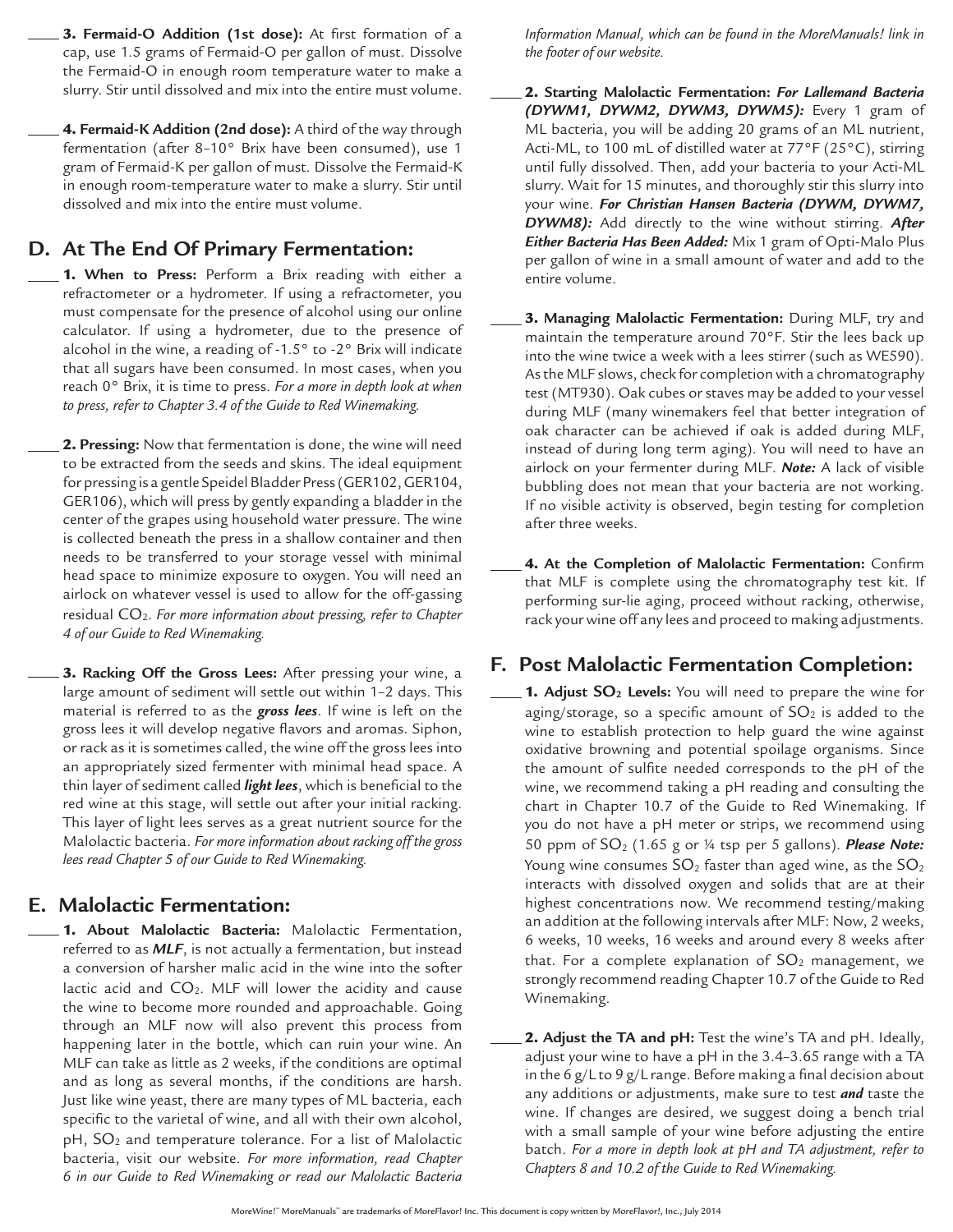____ **3. Fermaid-O Addition (1st dose):** At first formation of a cap, use 1.5 grams of Fermaid-O per gallon of must. Dissolve the Fermaid-O in enough room temperature water to make a slurry. Stir until dissolved and mix into the entire must volume.

____ **4. Fermaid-K Addition (2nd dose):** A third of the way through fermentation (after 8–10° Brix have been consumed), use 1 gram of Fermaid-K per gallon of must. Dissolve the Fermaid-K in enough room-temperature water to make a slurry. Stir until dissolved and mix into the entire must volume.

## D. At The End Of Primary Fermentation:

____ **1. When to Press:** Perform a Brix reading with either a refractometer or a hydrometer. If using a refractometer, you must compensate for the presence of alcohol using our online calculator. If using a hydrometer, due to the presence of alcohol in the wine, a reading of -1.5° to -2° Brix will indicate that all sugars have been consumed. In most cases, when you reach 0° Brix, it is time to press. *For a more in depth look at when to press, refer to Chapter 3.4 of the Guide to Red Winemaking.*

____ **2. Pressing:** Now that fermentation is done, the wine will need to be extracted from the seeds and skins. The ideal equipment for pressing is a gentle Speidel Bladder Press (GER102, GER104, GER106), which will press by gently expanding a bladder in the center of the grapes using household water pressure. The wine is collected beneath the press in a shallow container and then needs to be transferred to your storage vessel with minimal head space to minimize exposure to oxygen. You will need an airlock on whatever vessel is used to allow for the off-gassing residual $CO_2$. *For more information about pressing, refer to Chapter 4 of our Guide to Red Winemaking.*

____ **3. Racking Off the Gross Lees:** After pressing your wine, a large amount of sediment will settle out within 1–2 days. This material is referred to as the ***gross lees***. If wine is left on the gross lees it will develop negative flavors and aromas. Siphon, or rack as it is sometimes called, the wine off the gross lees into an appropriately sized fermenter with minimal head space. A thin layer of sediment called ***light lees***, which is beneficial to the red wine at this stage, will settle out after your initial racking. This layer of light lees serves as a great nutrient source for the Malolactic bacteria. *For more information about racking off the gross lees read Chapter 5 of our Guide to Red Winemaking.*

## E. Malolactic Fermentation:

____ **1. About Malolactic Bacteria:** Malolactic Fermentation, referred to as ***MLF***, is not actually a fermentation, but instead a conversion of harsher malic acid in the wine into the softer lactic acid and $CO_2$. MLF will lower the acidity and cause the wine to become more rounded and approachable. Going through an MLF now will also prevent this process from happening later in the bottle, which can ruin your wine. An MLF can take as little as 2 weeks, if the conditions are optimal and as long as several months, if the conditions are harsh. Just like wine yeast, there are many types of ML bacteria, each specific to the varietal of wine, and all with their own alcohol, pH, $SO_2$ and temperature tolerance. For a list of Malolactic bacteria, visit our website. *For more information, read Chapter 6 in our Guide to Red Winemaking or read our Malolactic Bacteria Information Manual, which can be found in the MoreManuals! link in the footer of our website.*

____ **2. Starting Malolactic Fermentation:** ***For Lallemand Bacteria (DYWM1, DYWM2, DYWM3, DYWM5):*** Every 1 gram of ML bacteria, you will be adding 20 grams of an ML nutrient, Acti-ML, to 100 mL of distilled water at 77°F (25°C), stirring until fully dissolved. Then, add your bacteria to your Acti-ML slurry. Wait for 15 minutes, and thoroughly stir this slurry into your wine. ***For Christian Hansen Bacteria (DYWM, DYWM7, DYWM8):*** Add directly to the wine without stirring. ***After Either Bacteria Has Been Added:*** Mix 1 gram of Opti-Malo Plus per gallon of wine in a small amount of water and add to the entire volume.

____ **3. Managing Malolactic Fermentation:** During MLF, try and maintain the temperature around 70°F. Stir the lees back up into the wine twice a week with a lees stirrer (such as WE590). As the MLF slows, check for completion with a chromatography test (MT930). Oak cubes or staves may be added to your vessel during MLF (many winemakers feel that better integration of oak character can be achieved if oak is added during MLF, instead of during long term aging). You will need to have an airlock on your fermenter during MLF. ***Note:*** A lack of visible bubbling does not mean that your bacteria are not working. If no visible activity is observed, begin testing for completion after three weeks.

____ **4. At the Completion of Malolactic Fermentation:** Confirm that MLF is complete using the chromatography test kit. If performing sur-lie aging, proceed without racking, otherwise, rack your wine off any lees and proceed to making adjustments.

## F. Post Malolactic Fermentation Completion:

____ **1. Adjust $SO_2$ Levels:** You will need to prepare the wine for aging/storage, so a specific amount of $SO_2$ is added to the wine to establish protection to help guard the wine against oxidative browning and potential spoilage organisms. Since the amount of sulfite needed corresponds to the pH of the wine, we recommend taking a pH reading and consulting the chart in Chapter 10.7 of the Guide to Red Winemaking. If you do not have a pH meter or strips, we recommend using 50 ppm of $SO_2$ (1.65 g or ¼ tsp per 5 gallons). ***Please Note:*** Young wine consumes $SO_2$ faster than aged wine, as the $SO_2$ interacts with dissolved oxygen and solids that are at their highest concentrations now. We recommend testing/making an addition at the following intervals after MLF: Now, 2 weeks, 6 weeks, 10 weeks, 16 weeks and around every 8 weeks after that. For a complete explanation of $SO_2$ management, we strongly recommend reading Chapter 10.7 of the Guide to Red Winemaking.

____ **2. Adjust the TA and pH:** Test the wine's TA and pH. Ideally, adjust your wine to have a pH in the 3.4–3.65 range with a TA in the 6 g/L to 9 g/L range. Before making a final decision about any additions or adjustments, make sure to test ***and*** taste the wine. If changes are desired, we suggest doing a bench trial with a small sample of your wine before adjusting the entire batch. *For a more in depth look at pH and TA adjustment, refer to Chapters 8 and 10.2 of the Guide to Red Winemaking.*

MoreWine!™ MoreManuals™ are trademarks of MoreFlavor! Inc. This document is copy written by MoreFlavor!, Inc., July 2014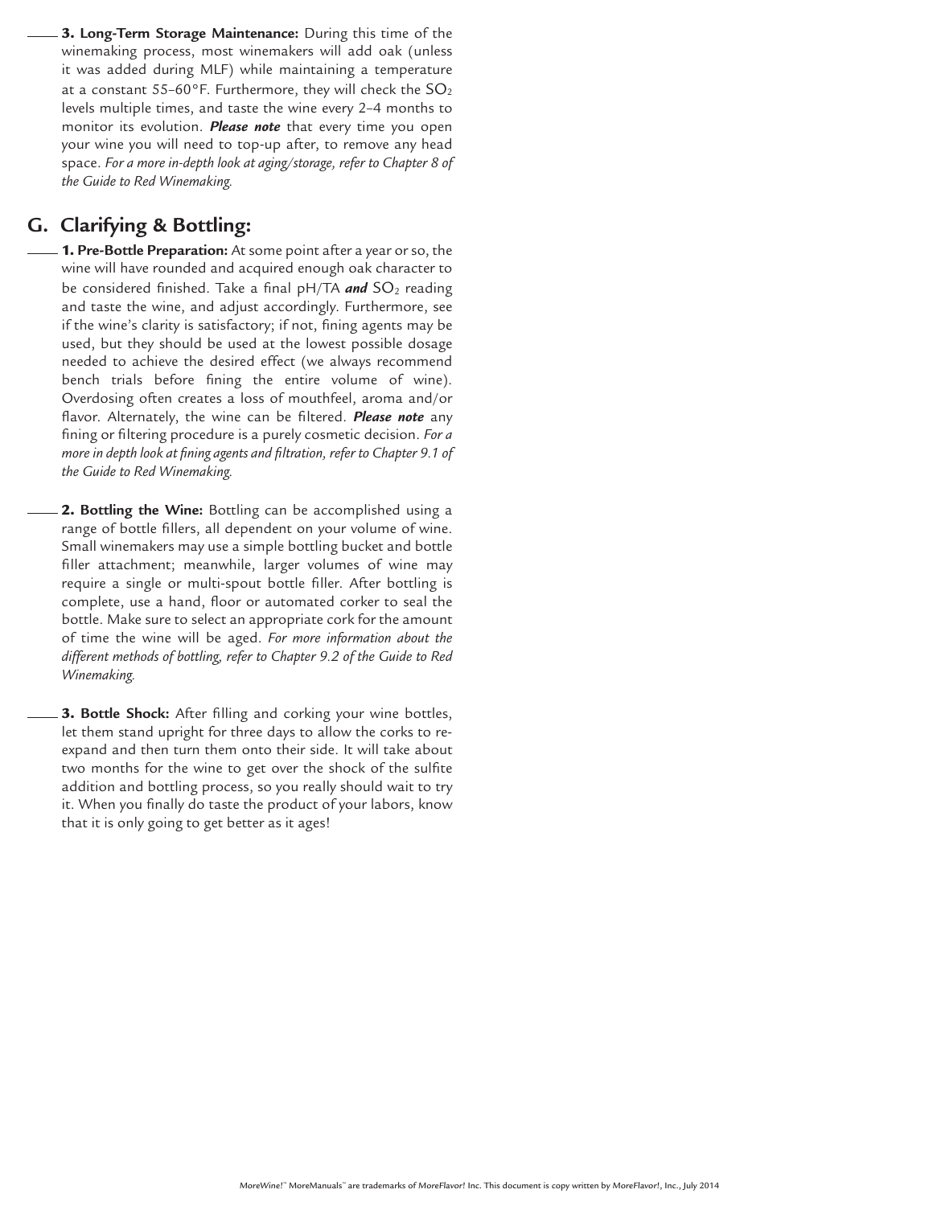____ **3. Long-Term Storage Maintenance:** During this time of the winemaking process, most winemakers will add oak (unless it was added during MLF) while maintaining a temperature at a constant 55–60°F. Furthermore, they will check the $SO_2$ levels multiple times, and taste the wine every 2–4 months to monitor its evolution. ***Please note*** that every time you open your wine you will need to top-up after, to remove any head space. *For a more in-depth look at aging/storage, refer to Chapter 8 of the Guide to Red Winemaking.*

## G. Clarifying & Bottling:

____ **1. Pre-Bottle Preparation:** At some point after a year or so, the wine will have rounded and acquired enough oak character to be considered finished. Take a final pH/TA ***and*** $SO_2$ reading and taste the wine, and adjust accordingly. Furthermore, see if the wine's clarity is satisfactory; if not, fining agents may be used, but they should be used at the lowest possible dosage needed to achieve the desired effect (we always recommend bench trials before fining the entire volume of wine). Overdosing often creates a loss of mouthfeel, aroma and/or flavor. Alternately, the wine can be filtered. ***Please note*** any fining or filtering procedure is a purely cosmetic decision. *For a more in depth look at fining agents and filtration, refer to Chapter 9.1 of the Guide to Red Winemaking.*

____ **2. Bottling the Wine:** Bottling can be accomplished using a range of bottle fillers, all dependent on your volume of wine. Small winemakers may use a simple bottling bucket and bottle filler attachment; meanwhile, larger volumes of wine may require a single or multi-spout bottle filler. After bottling is complete, use a hand, floor or automated corker to seal the bottle. Make sure to select an appropriate cork for the amount of time the wine will be aged. *For more information about the different methods of bottling, refer to Chapter 9.2 of the Guide to Red Winemaking.*

____ **3. Bottle Shock:** After filling and corking your wine bottles, let them stand upright for three days to allow the corks to re-expand and then turn them onto their side. It will take about two months for the wine to get over the shock of the sulfite addition and bottling process, so you really should wait to try it. When you finally do taste the product of your labors, know that it is only going to get better as it ages!

MoreWine!™ MoreManuals™ are trademarks of MoreFlavor! Inc. This document is copy written by MoreFlavor!, Inc., July 2014